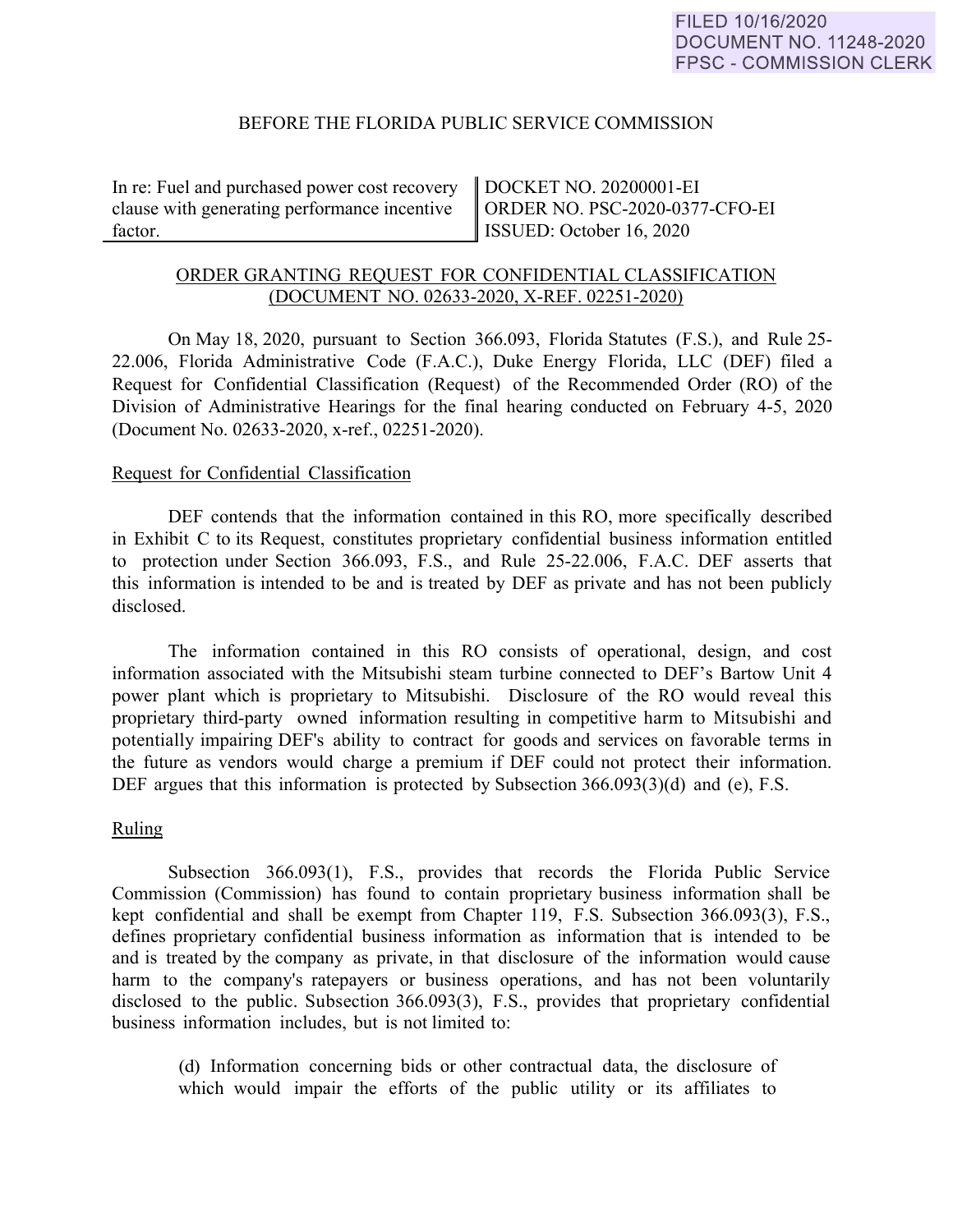FILED 10/16/2020
DOCUMENT NO. 11248-2020
FPSC - COMMISSION CLERK

BEFORE THE FLORIDA PUBLIC SERVICE COMMISSION

| | |
|---|---|
| In re: Fuel and purchased power cost recovery clause with generating performance incentive factor. | DOCKET NO. 20200001-EI<br>ORDER NO. PSC-2020-0377-CFO-EI<br>ISSUED: October 16, 2020 |

## ORDER GRANTING REQUEST FOR CONFIDENTIAL CLASSIFICATION (DOCUMENT NO. 02633-2020, X-REF. 02251-2020)

On May 18, 2020, pursuant to Section 366.093, Florida Statutes (F.S.), and Rule 25-22.006, Florida Administrative Code (F.A.C.), Duke Energy Florida, LLC (DEF) filed a Request for Confidential Classification (Request) of the Recommended Order (RO) of the Division of Administrative Hearings for the final hearing conducted on February 4-5, 2020 (Document No. 02633-2020, x-ref., 02251-2020).

### Request for Confidential Classification

DEF contends that the information contained in this RO, more specifically described in Exhibit C to its Request, constitutes proprietary confidential business information entitled to protection under Section 366.093, F.S., and Rule 25-22.006, F.A.C. DEF asserts that this information is intended to be and is treated by DEF as private and has not been publicly disclosed.

The information contained in this RO consists of operational, design, and cost information associated with the Mitsubishi steam turbine connected to DEF's Bartow Unit 4 power plant which is proprietary to Mitsubishi. Disclosure of the RO would reveal this proprietary third-party owned information resulting in competitive harm to Mitsubishi and potentially impairing DEF's ability to contract for goods and services on favorable terms in the future as vendors would charge a premium if DEF could not protect their information. DEF argues that this information is protected by Subsection 366.093(3)(d) and (e), F.S.

### Ruling

Subsection 366.093(1), F.S., provides that records the Florida Public Service Commission (Commission) has found to contain proprietary business information shall be kept confidential and shall be exempt from Chapter 119, F.S. Subsection 366.093(3), F.S., defines proprietary confidential business information as information that is intended to be and is treated by the company as private, in that disclosure of the information would cause harm to the company's ratepayers or business operations, and has not been voluntarily disclosed to the public. Subsection 366.093(3), F.S., provides that proprietary confidential business information includes, but is not limited to:

> (d) Information concerning bids or other contractual data, the disclosure of which would impair the efforts of the public utility or its affiliates to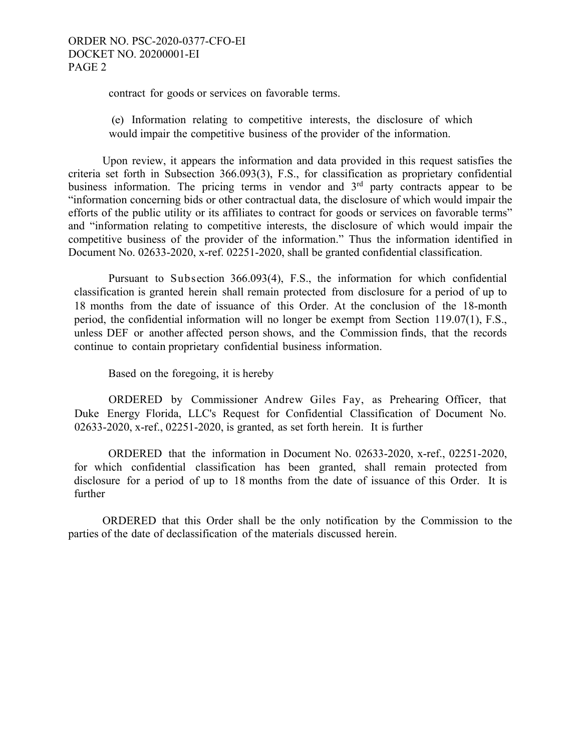contract for goods or services on favorable terms.

(e) Information relating to competitive interests, the disclosure of which would impair the competitive business of the provider of the information.

Upon review, it appears the information and data provided in this request satisfies the criteria set forth in Subsection 366.093(3), F.S., for classification as proprietary confidential business information. The pricing terms in vendor and 3rd party contracts appear to be "information concerning bids or other contractual data, the disclosure of which would impair the efforts of the public utility or its affiliates to contract for goods or services on favorable terms" and "information relating to competitive interests, the disclosure of which would impair the competitive business of the provider of the information." Thus the information identified in Document No. 02633-2020, x-ref. 02251-2020, shall be granted confidential classification.

Pursuant to Subsection 366.093(4), F.S., the information for which confidential classification is granted herein shall remain protected from disclosure for a period of up to 18 months from the date of issuance of this Order. At the conclusion of the 18-month period, the confidential information will no longer be exempt from Section 119.07(1), F.S., unless DEF or another affected person shows, and the Commission finds, that the records continue to contain proprietary confidential business information.

Based on the foregoing, it is hereby

ORDERED by Commissioner Andrew Giles Fay, as Prehearing Officer, that Duke Energy Florida, LLC's Request for Confidential Classification of Document No. 02633-2020, x-ref., 02251-2020, is granted, as set forth herein. It is further

ORDERED that the information in Document No. 02633-2020, x-ref., 02251-2020, for which confidential classification has been granted, shall remain protected from disclosure for a period of up to 18 months from the date of issuance of this Order. It is further

ORDERED that this Order shall be the only notification by the Commission to the parties of the date of declassification of the materials discussed herein.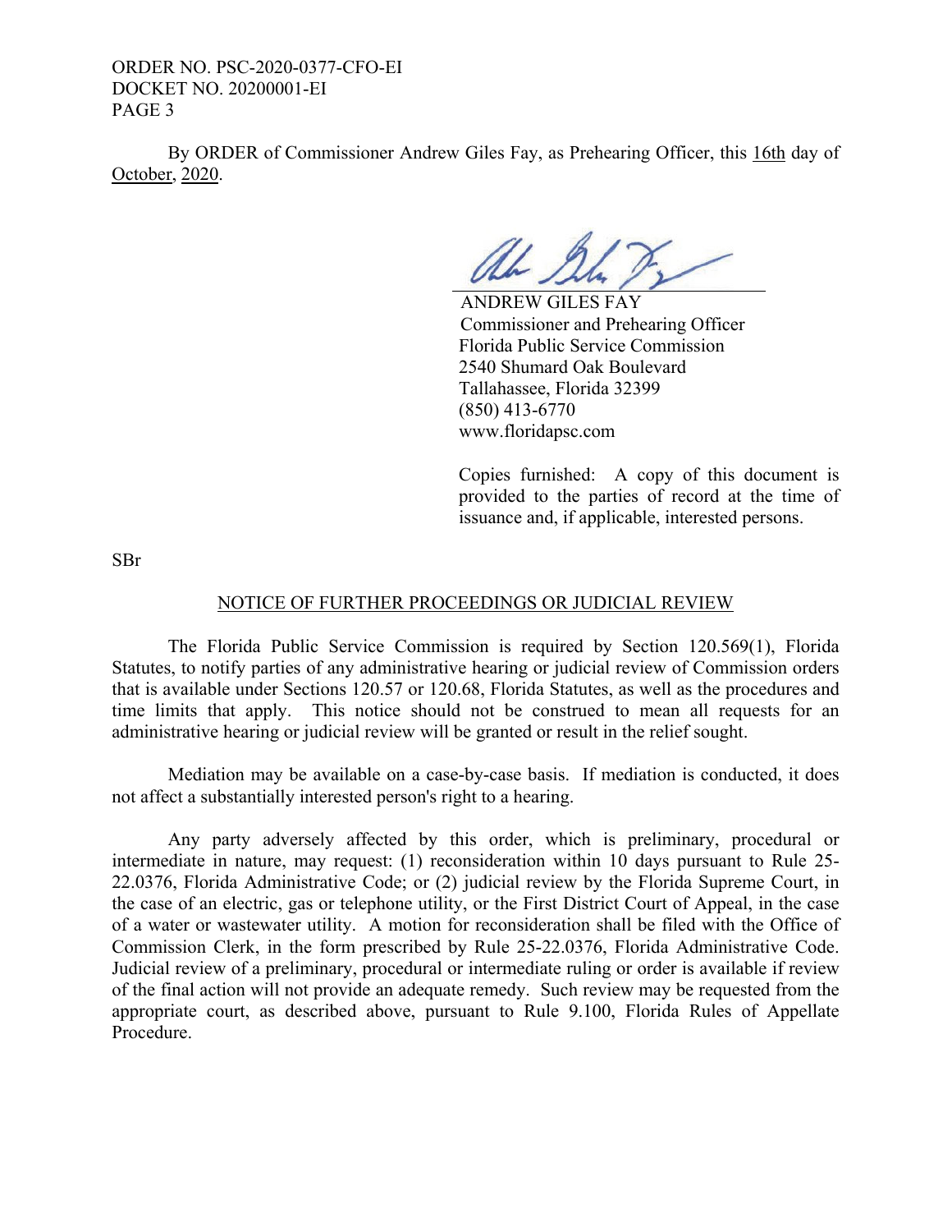By ORDER of Commissioner Andrew Giles Fay, as Prehearing Officer, this 16th day of October, 2020.

ANDREW GILES FAY
Commissioner and Prehearing Officer
Florida Public Service Commission
2540 Shumard Oak Boulevard
Tallahassee, Florida 32399
(850) 413-6770
www.floridapsc.com

Copies furnished: A copy of this document is provided to the parties of record at the time of issuance and, if applicable, interested persons.

SBr

## NOTICE OF FURTHER PROCEEDINGS OR JUDICIAL REVIEW

The Florida Public Service Commission is required by Section 120.569(1), Florida Statutes, to notify parties of any administrative hearing or judicial review of Commission orders that is available under Sections 120.57 or 120.68, Florida Statutes, as well as the procedures and time limits that apply. This notice should not be construed to mean all requests for an administrative hearing or judicial review will be granted or result in the relief sought.

Mediation may be available on a case-by-case basis. If mediation is conducted, it does not affect a substantially interested person's right to a hearing.

Any party adversely affected by this order, which is preliminary, procedural or intermediate in nature, may request: (1) reconsideration within 10 days pursuant to Rule 25-22.0376, Florida Administrative Code; or (2) judicial review by the Florida Supreme Court, in the case of an electric, gas or telephone utility, or the First District Court of Appeal, in the case of a water or wastewater utility. A motion for reconsideration shall be filed with the Office of Commission Clerk, in the form prescribed by Rule 25-22.0376, Florida Administrative Code. Judicial review of a preliminary, procedural or intermediate ruling or order is available if review of the final action will not provide an adequate remedy. Such review may be requested from the appropriate court, as described above, pursuant to Rule 9.100, Florida Rules of Appellate Procedure.